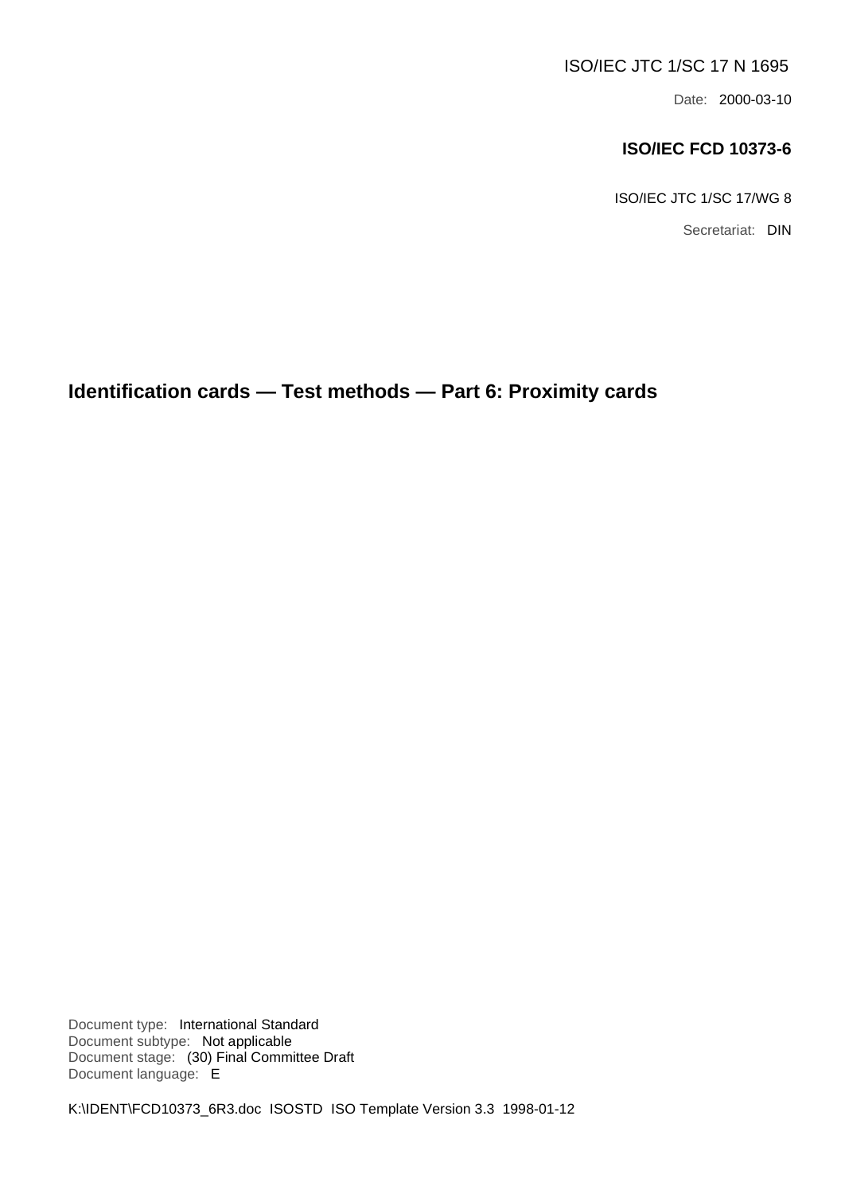ISO/IEC JTC 1/SC 17 N 1695

Date: 2000-03-10

**ISO/IEC FCD 10373-6**

ISO/IEC JTC 1/SC 17/WG 8

Secretariat: DIN

# Identification cards — Test methods — Part 6: Proximity cards

Document type: International Standard
Document subtype: Not applicable
Document stage: (30) Final Committee Draft
Document language: E

K:\IDENT\FCD10373_6R3.doc ISOSTD ISO Template Version 3.3 1998-01-12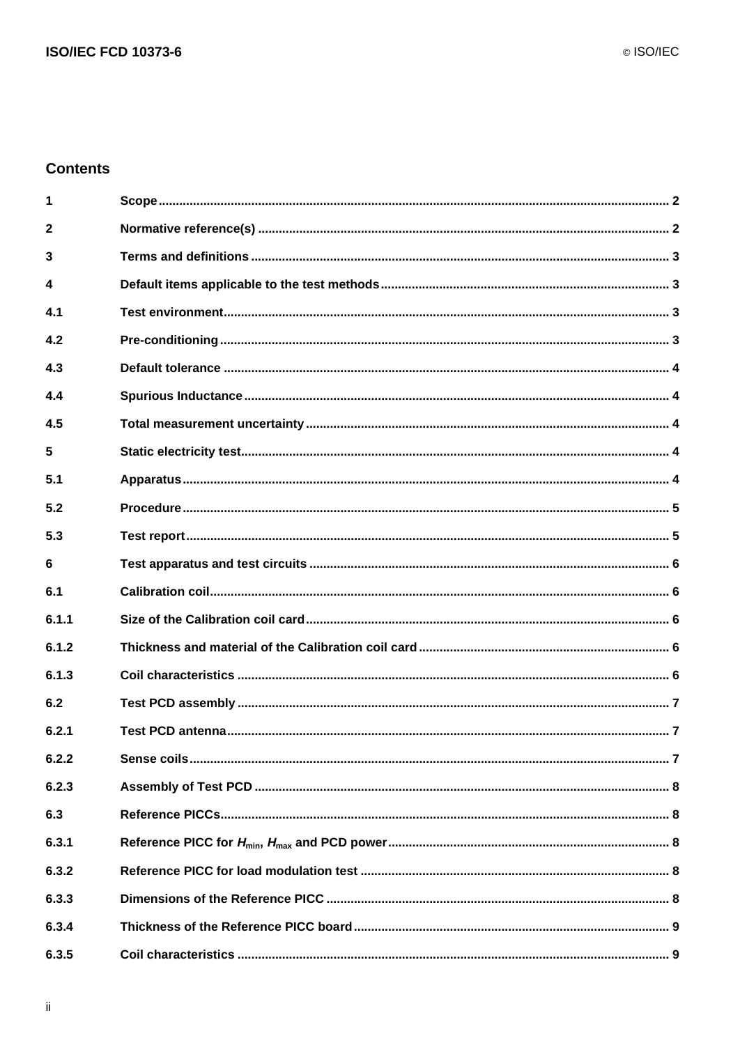## Contents

| | | |
|---|---|---|
| 1 | Scope | 2 |
| 2 | Normative reference(s) | 2 |
| 3 | Terms and definitions | 3 |
| 4 | Default items applicable to the test methods | 3 |
| 4.1 | Test environment | 3 |
| 4.2 | Pre-conditioning | 3 |
| 4.3 | Default tolerance | 4 |
| 4.4 | Spurious Inductance | 4 |
| 4.5 | Total measurement uncertainty | 4 |
| 5 | Static electricity test | 4 |
| 5.1 | Apparatus | 4 |
| 5.2 | Procedure | 5 |
| 5.3 | Test report | 5 |
| 6 | Test apparatus and test circuits | 6 |
| 6.1 | Calibration coil | 6 |
| 6.1.1 | Size of the Calibration coil card | 6 |
| 6.1.2 | Thickness and material of the Calibration coil card | 6 |
| 6.1.3 | Coil characteristics | 6 |
| 6.2 | Test PCD assembly | 7 |
| 6.2.1 | Test PCD antenna | 7 |
| 6.2.2 | Sense coils | 7 |
| 6.2.3 | Assembly of Test PCD | 8 |
| 6.3 | Reference PICCs | 8 |
| 6.3.1 | Reference PICC for $H_{min}$, $H_{max}$ and PCD power | 8 |
| 6.3.2 | Reference PICC for load modulation test | 8 |
| 6.3.3 | Dimensions of the Reference PICC | 8 |
| 6.3.4 | Thickness of the Reference PICC board | 9 |
| 6.3.5 | Coil characteristics | 9 |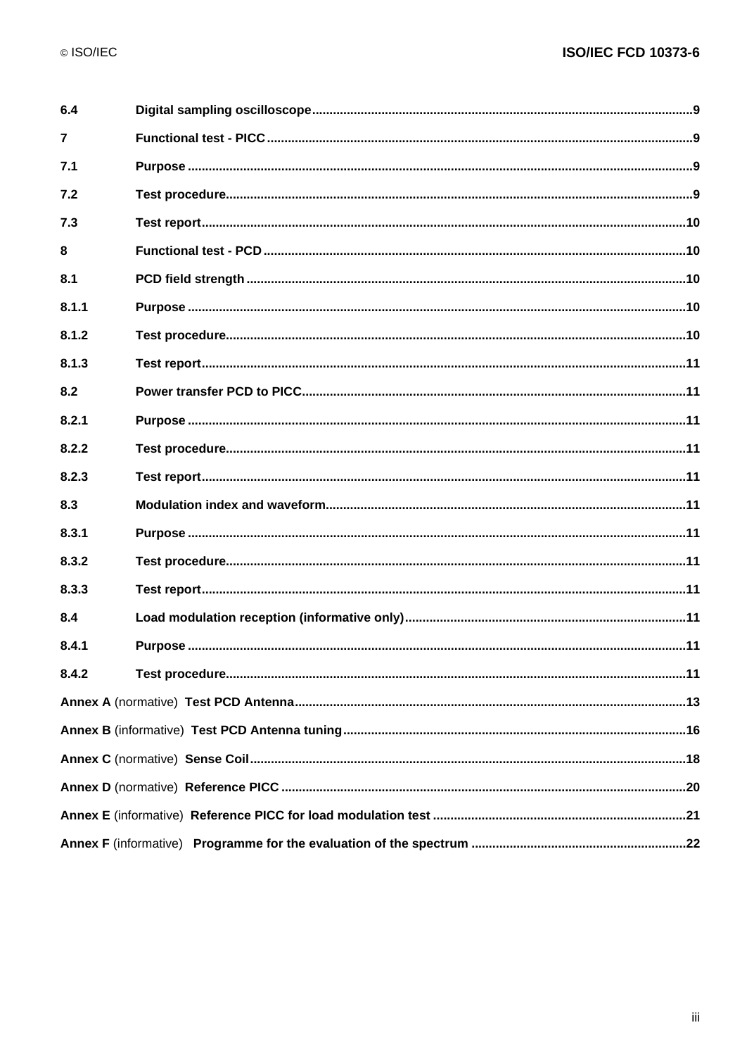**6.4** **Digital sampling oscilloscope** ..... 9

**7** **Functional test - PICC** ..... 9

**7.1** **Purpose** ..... 9

**7.2** **Test procedure** ..... 9

**7.3** **Test report** ..... 10

**8** **Functional test - PCD** ..... 10

**8.1** **PCD field strength** ..... 10

**8.1.1** **Purpose** ..... 10

**8.1.2** **Test procedure** ..... 10

**8.1.3** **Test report** ..... 11

**8.2** **Power transfer PCD to PICC** ..... 11

**8.2.1** **Purpose** ..... 11

**8.2.2** **Test procedure** ..... 11

**8.2.3** **Test report** ..... 11

**8.3** **Modulation index and waveform** ..... 11

**8.3.1** **Purpose** ..... 11

**8.3.2** **Test procedure** ..... 11

**8.3.3** **Test report** ..... 11

**8.4** **Load modulation reception (informative only)** ..... 11

**8.4.1** **Purpose** ..... 11

**8.4.2** **Test procedure** ..... 11

**Annex A** (normative) **Test PCD Antenna** ..... 13

**Annex B** (informative) **Test PCD Antenna tuning** ..... 16

**Annex C** (normative) **Sense Coil** ..... 18

**Annex D** (normative) **Reference PICC** ..... 20

**Annex E** (informative) **Reference PICC for load modulation test** ..... 21

**Annex F** (informative) **Programme for the evaluation of the spectrum** ..... 22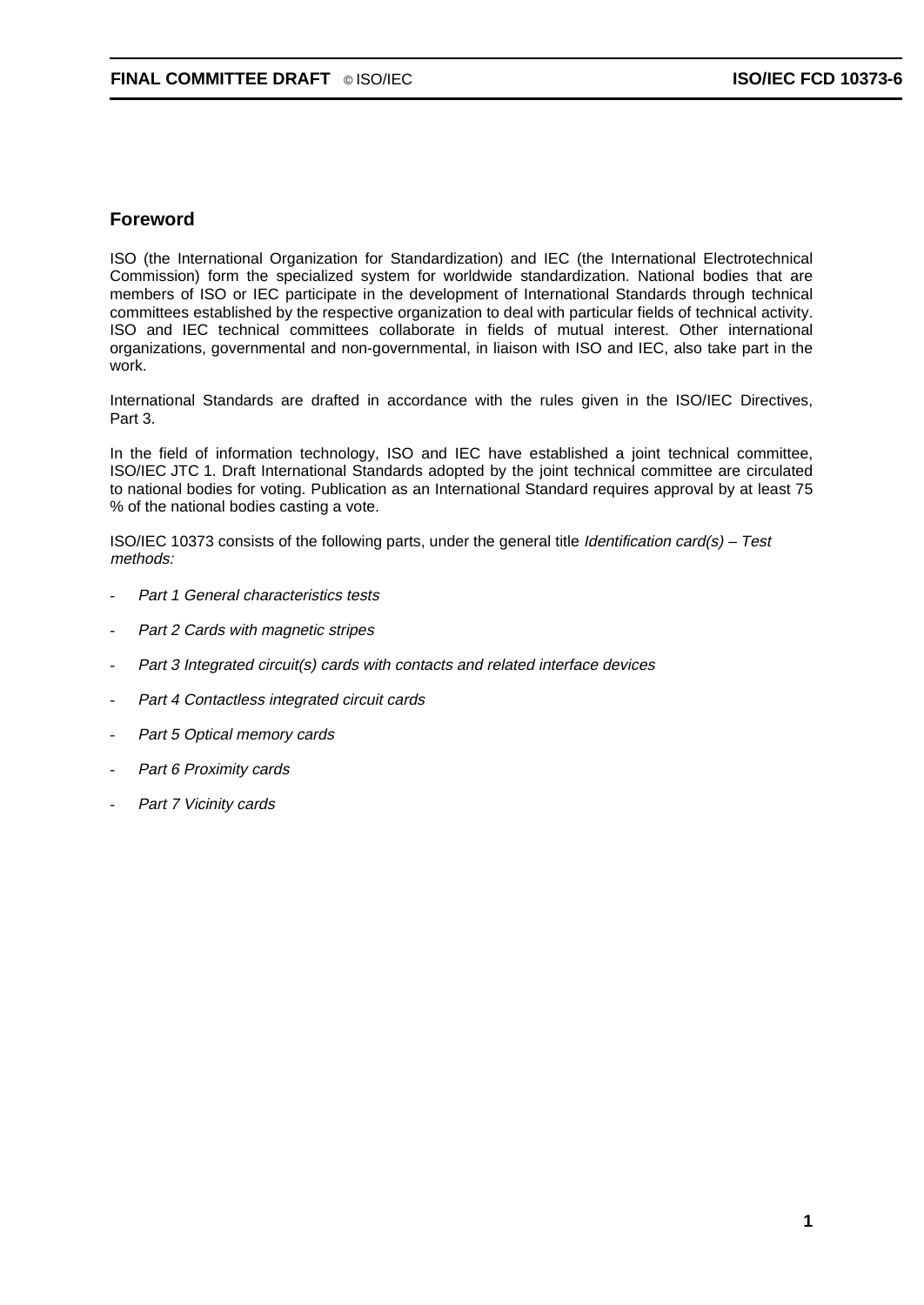## Foreword

ISO (the International Organization for Standardization) and IEC (the International Electrotechnical Commission) form the specialized system for worldwide standardization. National bodies that are members of ISO or IEC participate in the development of International Standards through technical committees established by the respective organization to deal with particular fields of technical activity. ISO and IEC technical committees collaborate in fields of mutual interest. Other international organizations, governmental and non-governmental, in liaison with ISO and IEC, also take part in the work.

International Standards are drafted in accordance with the rules given in the ISO/IEC Directives, Part 3.

In the field of information technology, ISO and IEC have established a joint technical committee, ISO/IEC JTC 1. Draft International Standards adopted by the joint technical committee are circulated to national bodies for voting. Publication as an International Standard requires approval by at least 75 % of the national bodies casting a vote.

ISO/IEC 10373 consists of the following parts, under the general title *Identification card(s) – Test methods:*

- *Part 1 General characteristics tests*
- *Part 2 Cards with magnetic stripes*
- *Part 3 Integrated circuit(s) cards with contacts and related interface devices*
- *Part 4 Contactless integrated circuit cards*
- *Part 5 Optical memory cards*
- *Part 6 Proximity cards*
- *Part 7 Vicinity cards*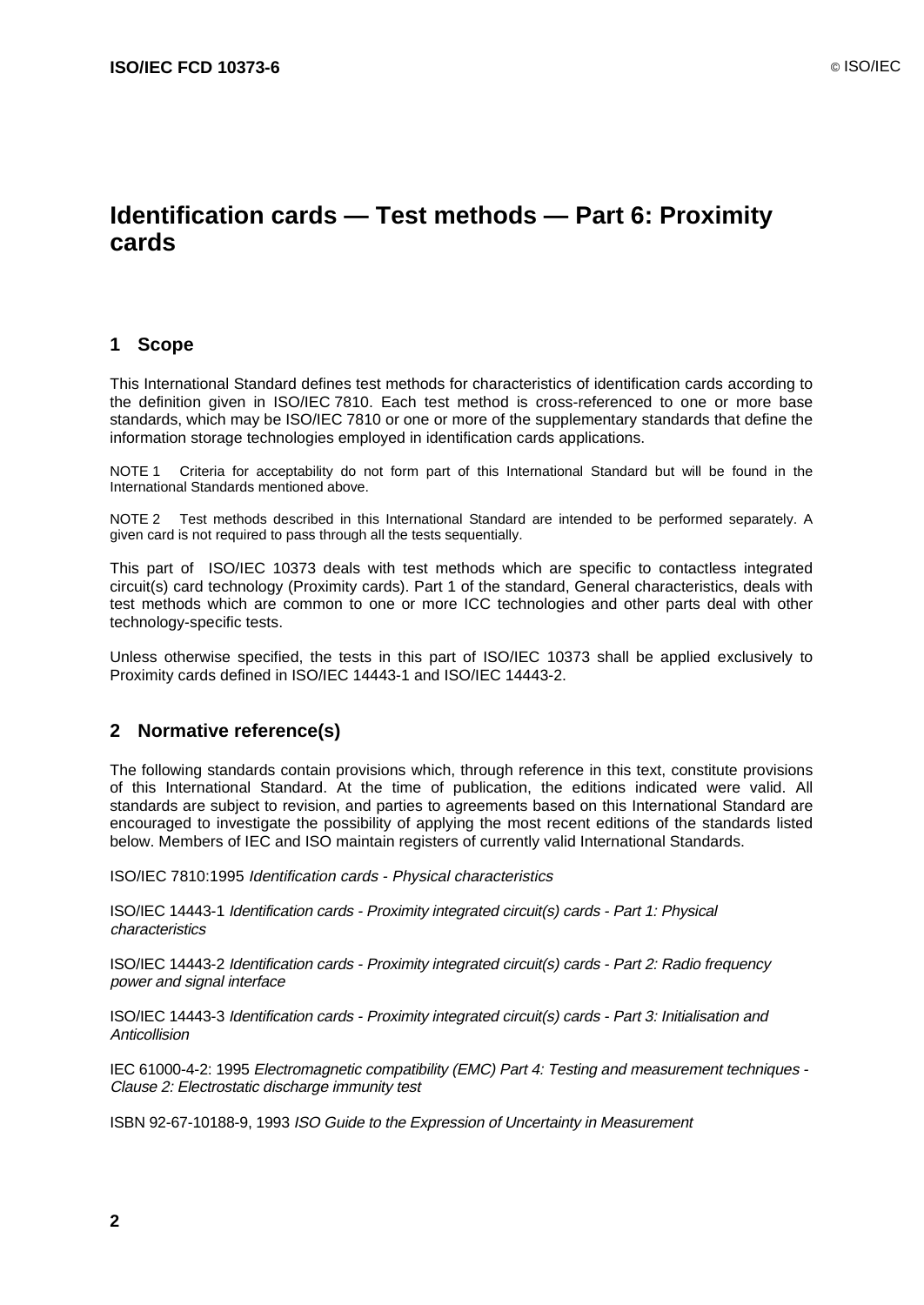# Identification cards — Test methods — Part 6: Proximity cards

## 1 Scope

This International Standard defines test methods for characteristics of identification cards according to the definition given in ISO/IEC 7810. Each test method is cross-referenced to one or more base standards, which may be ISO/IEC 7810 or one or more of the supplementary standards that define the information storage technologies employed in identification cards applications.

NOTE 1 Criteria for acceptability do not form part of this International Standard but will be found in the International Standards mentioned above.

NOTE 2 Test methods described in this International Standard are intended to be performed separately. A given card is not required to pass through all the tests sequentially.

This part of ISO/IEC 10373 deals with test methods which are specific to contactless integrated circuit(s) card technology (Proximity cards). Part 1 of the standard, General characteristics, deals with test methods which are common to one or more ICC technologies and other parts deal with other technology-specific tests.

Unless otherwise specified, the tests in this part of ISO/IEC 10373 shall be applied exclusively to Proximity cards defined in ISO/IEC 14443-1 and ISO/IEC 14443-2.

## 2 Normative reference(s)

The following standards contain provisions which, through reference in this text, constitute provisions of this International Standard. At the time of publication, the editions indicated were valid. All standards are subject to revision, and parties to agreements based on this International Standard are encouraged to investigate the possibility of applying the most recent editions of the standards listed below. Members of IEC and ISO maintain registers of currently valid International Standards.

ISO/IEC 7810:1995 *Identification cards - Physical characteristics*

ISO/IEC 14443-1 *Identification cards - Proximity integrated circuit(s) cards - Part 1: Physical characteristics*

ISO/IEC 14443-2 *Identification cards - Proximity integrated circuit(s) cards - Part 2: Radio frequency power and signal interface*

ISO/IEC 14443-3 *Identification cards - Proximity integrated circuit(s) cards - Part 3: Initialisation and Anticollision*

IEC 61000-4-2: 1995 *Electromagnetic compatibility (EMC) Part 4: Testing and measurement techniques - Clause 2: Electrostatic discharge immunity test*

ISBN 92-67-10188-9, 1993 *ISO Guide to the Expression of Uncertainty in Measurement*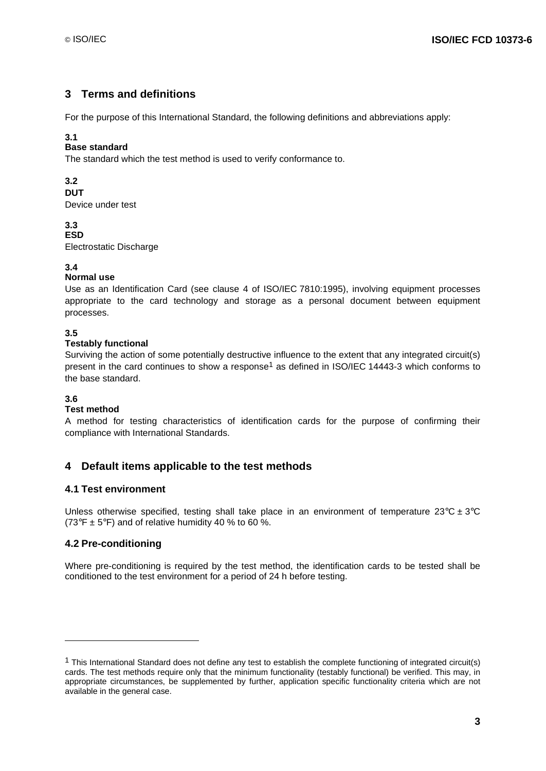## 3 Terms and definitions

For the purpose of this International Standard, the following definitions and abbreviations apply:

**3.1**
**Base standard**
The standard which the test method is used to verify conformance to.

**3.2**
**DUT**
Device under test

**3.3**
**ESD**
Electrostatic Discharge

**3.4**
**Normal use**
Use as an Identification Card (see clause 4 of ISO/IEC 7810:1995), involving equipment processes appropriate to the card technology and storage as a personal document between equipment processes.

**3.5**
**Testably functional**
Surviving the action of some potentially destructive influence to the extent that any integrated circuit(s) present in the card continues to show a response[1] as defined in ISO/IEC 14443-3 which conforms to the base standard.

**3.6**
**Test method**
A method for testing characteristics of identification cards for the purpose of confirming their compliance with International Standards.

## 4 Default items applicable to the test methods

### 4.1 Test environment

Unless otherwise specified, testing shall take place in an environment of temperature 23°C ± 3°C (73°F ± 5°F) and of relative humidity 40 % to 60 %.

### 4.2 Pre-conditioning

Where pre-conditioning is required by the test method, the identification cards to be tested shall be conditioned to the test environment for a period of 24 h before testing.

---

[1] This International Standard does not define any test to establish the complete functioning of integrated circuit(s) cards. The test methods require only that the minimum functionality (testably functional) be verified. This may, in appropriate circumstances, be supplemented by further, application specific functionality criteria which are not available in the general case.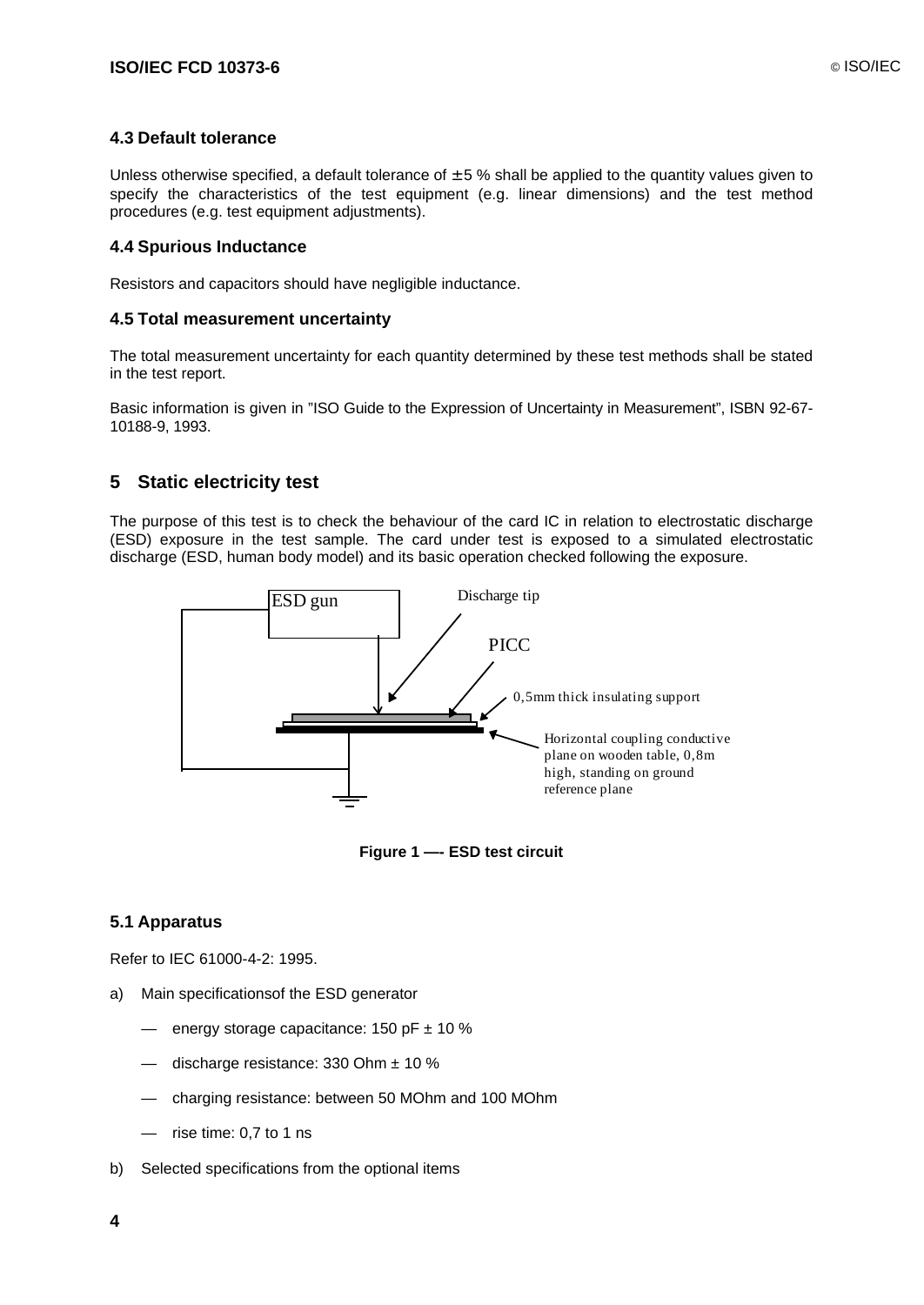### 4.3 Default tolerance

Unless otherwise specified, a default tolerance of ± 5 % shall be applied to the quantity values given to specify the characteristics of the test equipment (e.g. linear dimensions) and the test method procedures (e.g. test equipment adjustments).

### 4.4 Spurious Inductance

Resistors and capacitors should have negligible inductance.

### 4.5 Total measurement uncertainty

The total measurement uncertainty for each quantity determined by these test methods shall be stated in the test report.

Basic information is given in "ISO Guide to the Expression of Uncertainty in Measurement", ISBN 92-67-10188-9, 1993.

## 5 Static electricity test

The purpose of this test is to check the behaviour of the card IC in relation to electrostatic discharge (ESD) exposure in the test sample. The card under test is exposed to a simulated electrostatic discharge (ESD, human body model) and its basic operation checked following the exposure.

ESD gun

Discharge tip

PICC

0,5mm thick insulating support

Horizontal coupling conductive plane on wooden table, 0,8m high, standing on ground reference plane

**Figure 1 —- ESD test circuit**

### 5.1 Apparatus

Refer to IEC 61000-4-2: 1995.

a) Main specificationsof the ESD generator

— energy storage capacitance: 150 pF ± 10 %

— discharge resistance: 330 Ohm ± 10 %

— charging resistance: between 50 MOhm and 100 MOhm

— rise time: 0,7 to 1 ns

b) Selected specifications from the optional items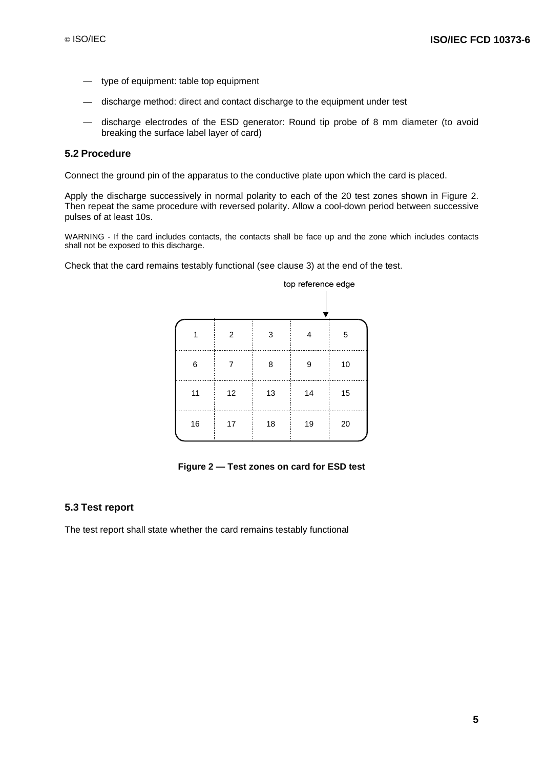— type of equipment: table top equipment

— discharge method: direct and contact discharge to the equipment under test

— discharge electrodes of the ESD generator: Round tip probe of 8 mm diameter (to avoid breaking the surface label layer of card)

### 5.2 Procedure

Connect the ground pin of the apparatus to the conductive plate upon which the card is placed.

Apply the discharge successively in normal polarity to each of the 20 test zones shown in Figure 2. Then repeat the same procedure with reversed polarity. Allow a cool-down period between successive pulses of at least 10s.

WARNING - If the card includes contacts, the contacts shall be face up and the zone which includes contacts shall not be exposed to this discharge.

Check that the card remains testably functional (see clause 3) at the end of the test.

top reference edge

| 1 | 2 | 3 | 4 | 5 |
|---|---|---|---|---|
| 6 | 7 | 8 | 9 | 10 |
| 11 | 12 | 13 | 14 | 15 |
| 16 | 17 | 18 | 19 | 20 |

**Figure 2 — Test zones on card for ESD test**

### 5.3 Test report

The test report shall state whether the card remains testably functional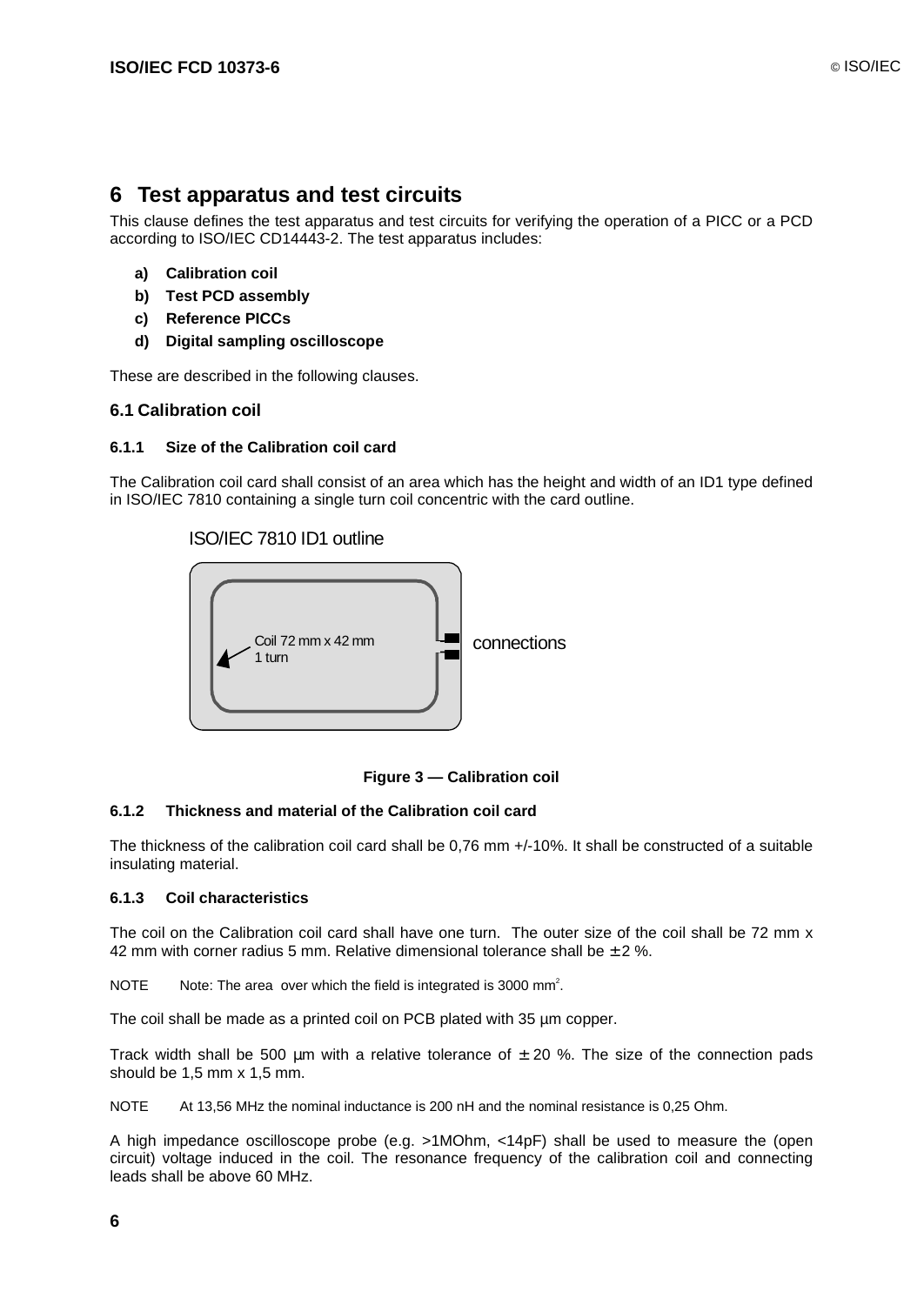# 6 Test apparatus and test circuits

This clause defines the test apparatus and test circuits for verifying the operation of a PICC or a PCD according to ISO/IEC CD14443-2. The test apparatus includes:

**a) Calibration coil**

**b) Test PCD assembly**

**c) Reference PICCs**

**d) Digital sampling oscilloscope**

These are described in the following clauses.

## 6.1 Calibration coil

### 6.1.1 Size of the Calibration coil card

The Calibration coil card shall consist of an area which has the height and width of an ID1 type defined in ISO/IEC 7810 containing a single turn coil concentric with the card outline.

ISO/IEC 7810 ID1 outline

Coil 72 mm x 42 mm
1 turn

connections

**Figure 3 — Calibration coil**

### 6.1.2 Thickness and material of the Calibration coil card

The thickness of the calibration coil card shall be 0,76 mm +/-10%. It shall be constructed of a suitable insulating material.

### 6.1.3 Coil characteristics

The coil on the Calibration coil card shall have one turn. The outer size of the coil shall be 72 mm x 42 mm with corner radius 5 mm. Relative dimensional tolerance shall be ± 2 %.

NOTE Note: The area over which the field is integrated is 3000 $mm^2$.

The coil shall be made as a printed coil on PCB plated with 35 µm copper.

Track width shall be 500 µm with a relative tolerance of ± 20 %. The size of the connection pads should be 1,5 mm x 1,5 mm.

NOTE At 13,56 MHz the nominal inductance is 200 nH and the nominal resistance is 0,25 Ohm.

A high impedance oscilloscope probe (e.g. >1MOhm, <14pF) shall be used to measure the (open circuit) voltage induced in the coil. The resonance frequency of the calibration coil and connecting leads shall be above 60 MHz.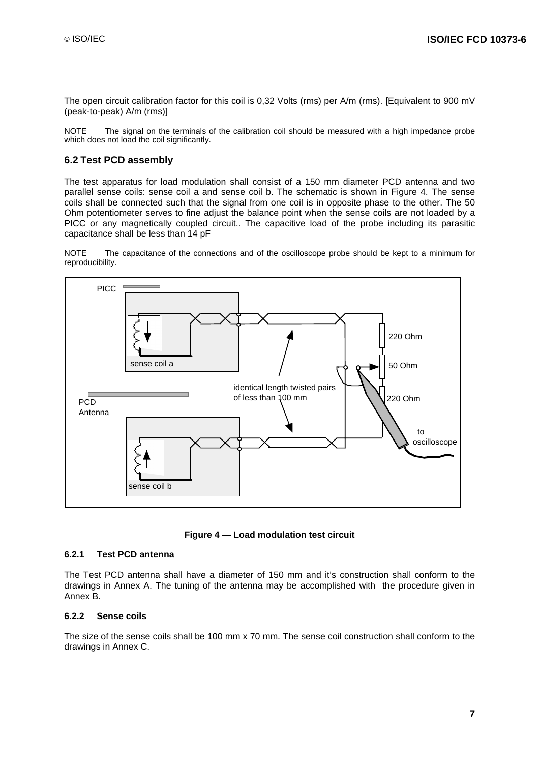The open circuit calibration factor for this coil is 0,32 Volts (rms) per A/m (rms). [Equivalent to 900 mV (peak-to-peak) A/m (rms)]

NOTE The signal on the terminals of the calibration coil should be measured with a high impedance probe which does not load the coil significantly.

## 6.2 Test PCD assembly

The test apparatus for load modulation shall consist of a 150 mm diameter PCD antenna and two parallel sense coils: sense coil a and sense coil b. The schematic is shown in Figure 4. The sense coils shall be connected such that the signal from one coil is in opposite phase to the other. The 50 Ohm potentiometer serves to fine adjust the balance point when the sense coils are not loaded by a PICC or any magnetically coupled circuit.. The capacitive load of the probe including its parasitic capacitance shall be less than 14 pF

NOTE The capacitance of the connections and of the oscilloscope probe should be kept to a minimum for reproducibility.

PICC

sense coil a

PCD Antenna

sense coil b

identical length twisted pairs of less than 100 mm

220 Ohm

50 Ohm

220 Ohm

to oscilloscope

**Figure 4 — Load modulation test circuit**

### 6.2.1 Test PCD antenna

The Test PCD antenna shall have a diameter of 150 mm and it's construction shall conform to the drawings in Annex A. The tuning of the antenna may be accomplished with the procedure given in Annex B.

### 6.2.2 Sense coils

The size of the sense coils shall be 100 mm x 70 mm. The sense coil construction shall conform to the drawings in Annex C.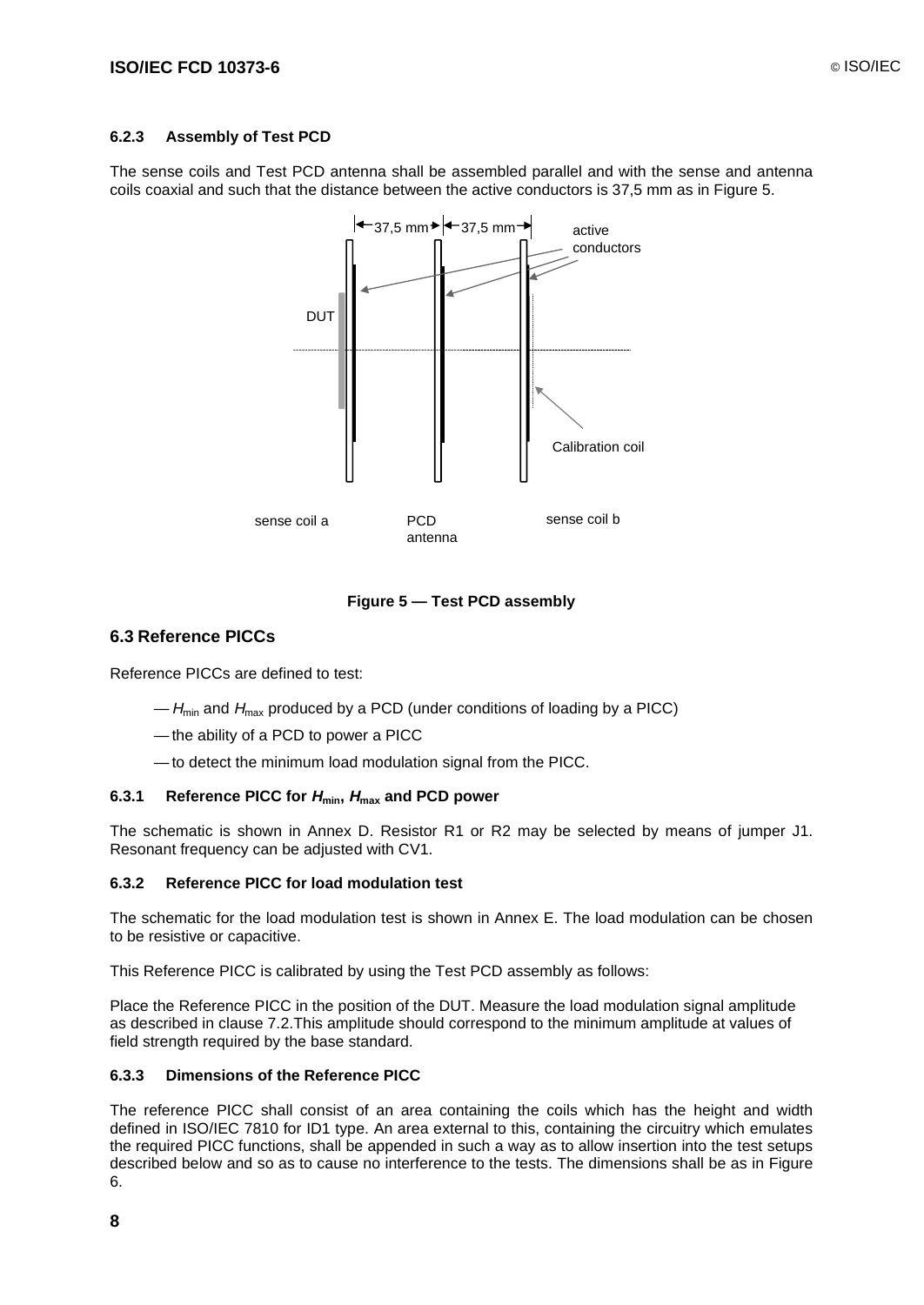#### 6.2.3 Assembly of Test PCD

The sense coils and Test PCD antenna shall be assembled parallel and with the sense and antenna coils coaxial and such that the distance between the active conductors is 37,5 mm as in Figure 5.

**Figure 5 — Test PCD assembly**

### 6.3 Reference PICCs

Reference PICCs are defined to test:

- $H_{min}$ and $H_{max}$ produced by a PCD (under conditions of loading by a PICC)
- the ability of a PCD to power a PICC
- to detect the minimum load modulation signal from the PICC.

#### 6.3.1 Reference PICC for $H_{min}$, $H_{max}$ and PCD power

The schematic is shown in Annex D. Resistor R1 or R2 may be selected by means of jumper J1. Resonant frequency can be adjusted with CV1.

#### 6.3.2 Reference PICC for load modulation test

The schematic for the load modulation test is shown in Annex E. The load modulation can be chosen to be resistive or capacitive.

This Reference PICC is calibrated by using the Test PCD assembly as follows:

Place the Reference PICC in the position of the DUT. Measure the load modulation signal amplitude as described in clause 7.2.This amplitude should correspond to the minimum amplitude at values of field strength required by the base standard.

#### 6.3.3 Dimensions of the Reference PICC

The reference PICC shall consist of an area containing the coils which has the height and width defined in ISO/IEC 7810 for ID1 type. An area external to this, containing the circuitry which emulates the required PICC functions, shall be appended in such a way as to allow insertion into the test setups described below and so as to cause no interference to the tests. The dimensions shall be as in Figure 6.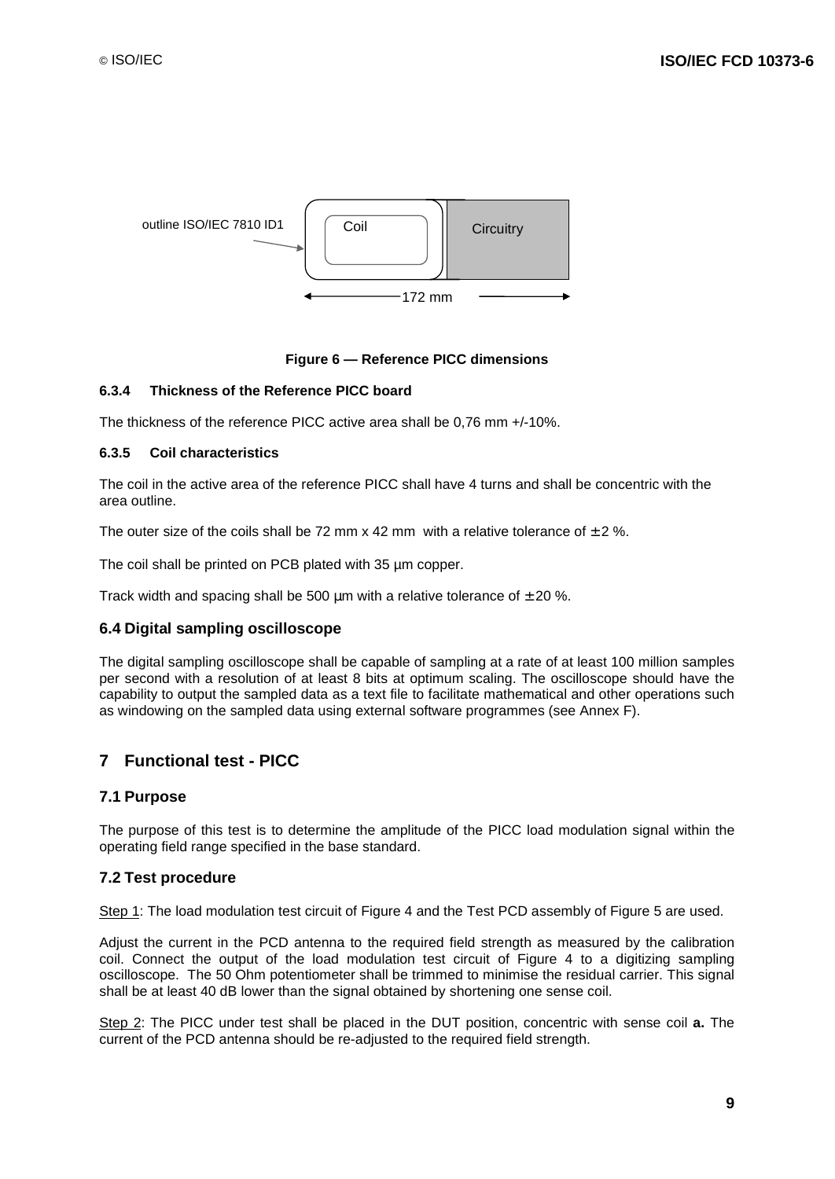outline ISO/IEC 7810 ID1

Coil

Circuitry

172 mm

**Figure 6 — Reference PICC dimensions**

#### 6.3.4 Thickness of the Reference PICC board

The thickness of the reference PICC active area shall be 0,76 mm +/-10%.

#### 6.3.5 Coil characteristics

The coil in the active area of the reference PICC shall have 4 turns and shall be concentric with the area outline.

The outer size of the coils shall be 72 mm x 42 mm with a relative tolerance of ± 2 %.

The coil shall be printed on PCB plated with 35 µm copper.

Track width and spacing shall be 500 µm with a relative tolerance of ± 20 %.

### 6.4 Digital sampling oscilloscope

The digital sampling oscilloscope shall be capable of sampling at a rate of at least 100 million samples per second with a resolution of at least 8 bits at optimum scaling. The oscilloscope should have the capability to output the sampled data as a text file to facilitate mathematical and other operations such as windowing on the sampled data using external software programmes (see Annex F).

## 7 Functional test - PICC

### 7.1 Purpose

The purpose of this test is to determine the amplitude of the PICC load modulation signal within the operating field range specified in the base standard.

### 7.2 Test procedure

Step 1: The load modulation test circuit of Figure 4 and the Test PCD assembly of Figure 5 are used.

Adjust the current in the PCD antenna to the required field strength as measured by the calibration coil. Connect the output of the load modulation test circuit of Figure 4 to a digitizing sampling oscilloscope. The 50 Ohm potentiometer shall be trimmed to minimise the residual carrier. This signal shall be at least 40 dB lower than the signal obtained by shortening one sense coil.

Step 2: The PICC under test shall be placed in the DUT position, concentric with sense coil **a.** The current of the PCD antenna should be re-adjusted to the required field strength.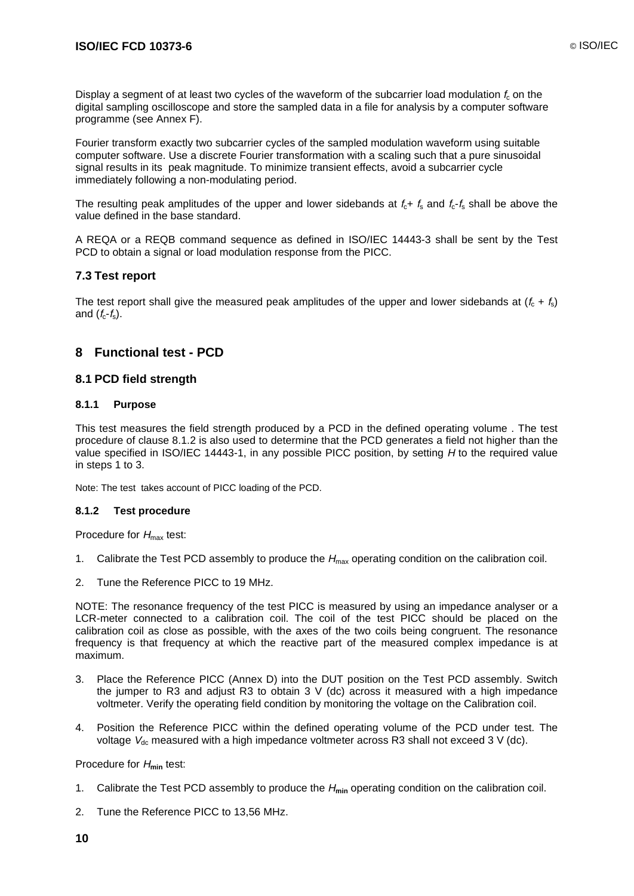Display a segment of at least two cycles of the waveform of the subcarrier load modulation $f_c$ on the digital sampling oscilloscope and store the sampled data in a file for analysis by a computer software programme (see Annex F).

Fourier transform exactly two subcarrier cycles of the sampled modulation waveform using suitable computer software. Use a discrete Fourier transformation with a scaling such that a pure sinusoidal signal results in its peak magnitude. To minimize transient effects, avoid a subcarrier cycle immediately following a non-modulating period.

The resulting peak amplitudes of the upper and lower sidebands at $f_c + f_s$ and $f_c - f_s$ shall be above the value defined in the base standard.

A REQA or a REQB command sequence as defined in ISO/IEC 14443-3 shall be sent by the Test PCD to obtain a signal or load modulation response from the PICC.

## 7.3 Test report

The test report shall give the measured peak amplitudes of the upper and lower sidebands at ($f_c + f_s$) and ($f_c - f_s$).

# 8 Functional test - PCD

## 8.1 PCD field strength

### 8.1.1 Purpose

This test measures the field strength produced by a PCD in the defined operating volume . The test procedure of clause 8.1.2 is also used to determine that the PCD generates a field not higher than the value specified in ISO/IEC 14443-1, in any possible PICC position, by setting $H$ to the required value in steps 1 to 3.

Note: The test takes account of PICC loading of the PCD.

### 8.1.2 Test procedure

Procedure for $H_{max}$ test:

1. Calibrate the Test PCD assembly to produce the $H_{max}$ operating condition on the calibration coil.

2. Tune the Reference PICC to 19 MHz.

NOTE: The resonance frequency of the test PICC is measured by using an impedance analyser or a LCR-meter connected to a calibration coil. The coil of the test PICC should be placed on the calibration coil as close as possible, with the axes of the two coils being congruent. The resonance frequency is that frequency at which the reactive part of the measured complex impedance is at maximum.

3. Place the Reference PICC (Annex D) into the DUT position on the Test PCD assembly. Switch the jumper to R3 and adjust R3 to obtain 3 V (dc) across it measured with a high impedance voltmeter. Verify the operating field condition by monitoring the voltage on the Calibration coil.

4. Position the Reference PICC within the defined operating volume of the PCD under test. The voltage $V_{dc}$ measured with a high impedance voltmeter across R3 shall not exceed 3 V (dc).

Procedure for $H_{\mathbf{min}}$ test:

1. Calibrate the Test PCD assembly to produce the $H_{\mathbf{min}}$ operating condition on the calibration coil.

2. Tune the Reference PICC to 13,56 MHz.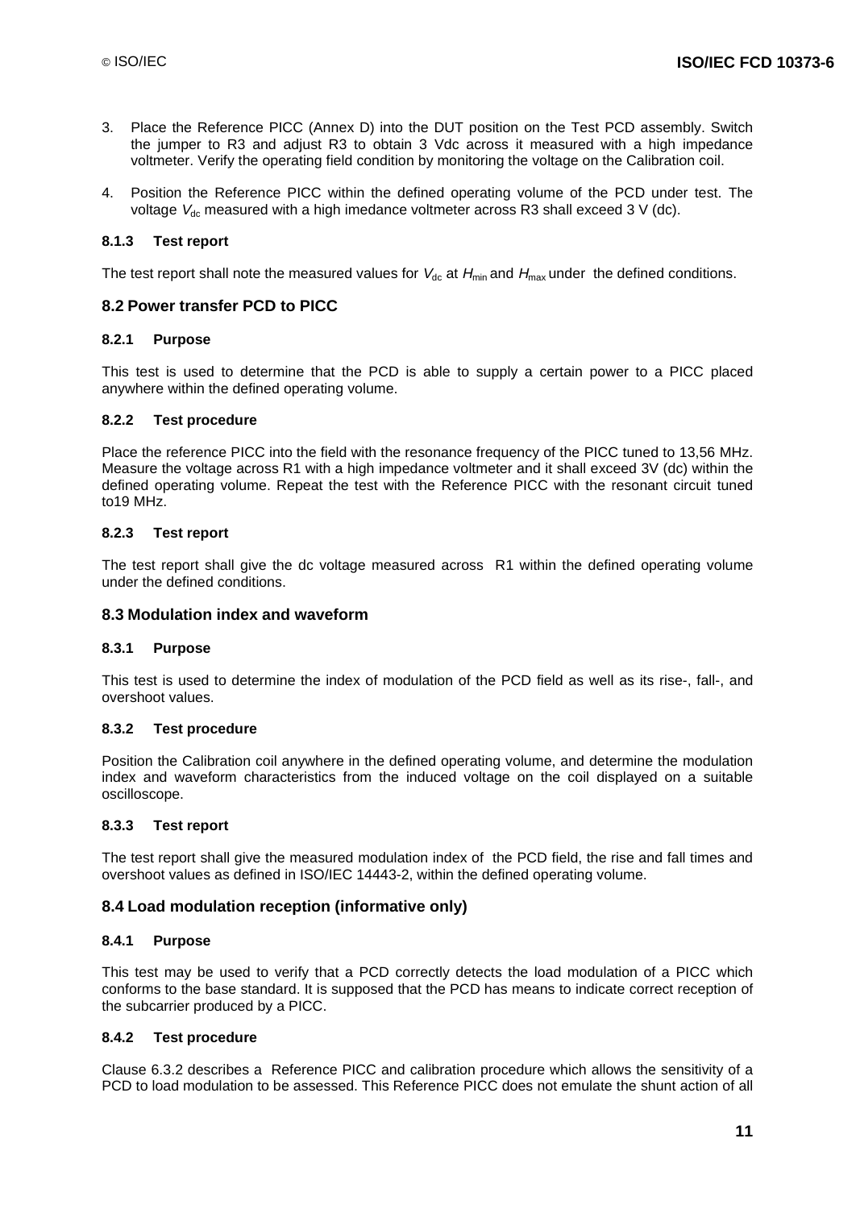3. Place the Reference PICC (Annex D) into the DUT position on the Test PCD assembly. Switch the jumper to R3 and adjust R3 to obtain 3 Vdc across it measured with a high impedance voltmeter. Verify the operating field condition by monitoring the voltage on the Calibration coil.

4. Position the Reference PICC within the defined operating volume of the PCD under test. The voltage $V_{dc}$ measured with a high imedance voltmeter across R3 shall exceed 3 V (dc).

#### 8.1.3 Test report

The test report shall note the measured values for $V_{dc}$ at $H_{min}$ and $H_{max}$ under the defined conditions.

### 8.2 Power transfer PCD to PICC

#### 8.2.1 Purpose

This test is used to determine that the PCD is able to supply a certain power to a PICC placed anywhere within the defined operating volume.

#### 8.2.2 Test procedure

Place the reference PICC into the field with the resonance frequency of the PICC tuned to 13,56 MHz. Measure the voltage across R1 with a high impedance voltmeter and it shall exceed 3V (dc) within the defined operating volume. Repeat the test with the Reference PICC with the resonant circuit tuned to19 MHz.

#### 8.2.3 Test report

The test report shall give the dc voltage measured across R1 within the defined operating volume under the defined conditions.

### 8.3 Modulation index and waveform

#### 8.3.1 Purpose

This test is used to determine the index of modulation of the PCD field as well as its rise-, fall-, and overshoot values.

#### 8.3.2 Test procedure

Position the Calibration coil anywhere in the defined operating volume, and determine the modulation index and waveform characteristics from the induced voltage on the coil displayed on a suitable oscilloscope.

#### 8.3.3 Test report

The test report shall give the measured modulation index of the PCD field, the rise and fall times and overshoot values as defined in ISO/IEC 14443-2, within the defined operating volume.

### 8.4 Load modulation reception (informative only)

#### 8.4.1 Purpose

This test may be used to verify that a PCD correctly detects the load modulation of a PICC which conforms to the base standard. It is supposed that the PCD has means to indicate correct reception of the subcarrier produced by a PICC.

#### 8.4.2 Test procedure

Clause 6.3.2 describes a Reference PICC and calibration procedure which allows the sensitivity of a PCD to load modulation to be assessed. This Reference PICC does not emulate the shunt action of all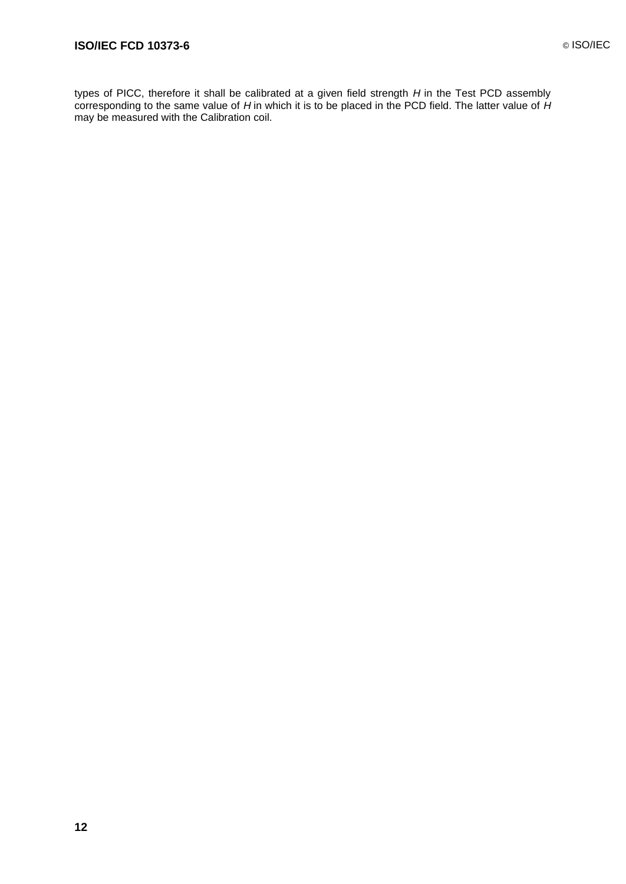types of PICC, therefore it shall be calibrated at a given field strength $H$ in the Test PCD assembly corresponding to the same value of $H$ in which it is to be placed in the PCD field. The latter value of $H$ may be measured with the Calibration coil.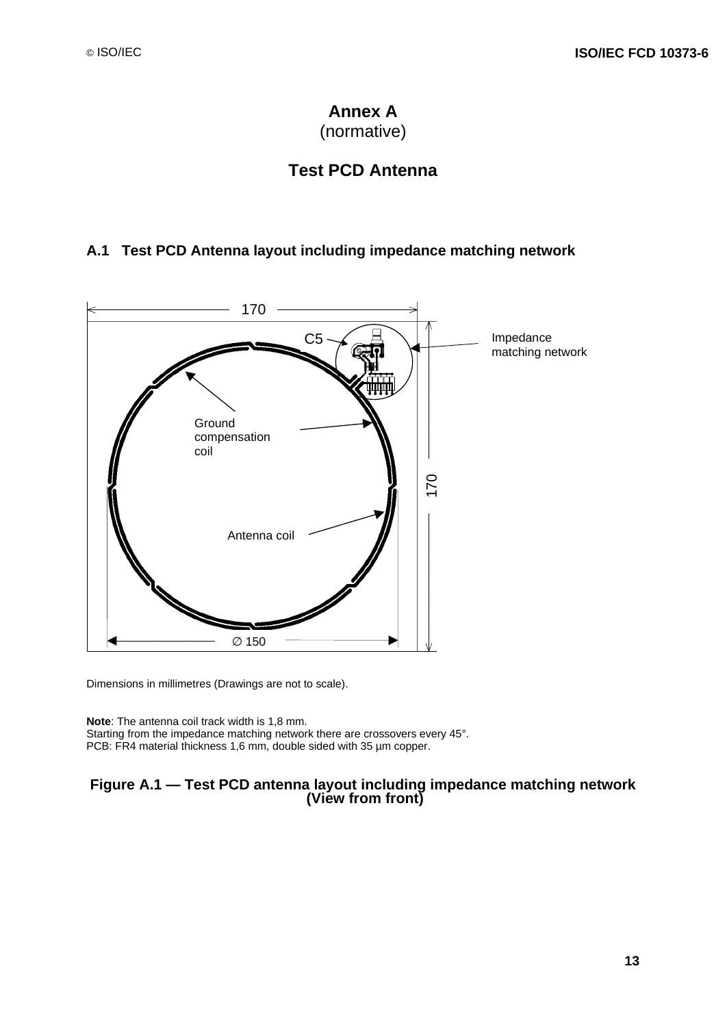# Annex A
(normative)

# Test PCD Antenna

## A.1 Test PCD Antenna layout including impedance matching network

170

C5

Impedance matching network

Ground compensation coil

170

Antenna coil

∅ 150

Dimensions in millimetres (Drawings are not to scale).

**Note**: The antenna coil track width is 1,8 mm.
Starting from the impedance matching network there are crossovers every 45°.
PCB: FR4 material thickness 1,6 mm, double sided with 35 µm copper.

**Figure A.1 — Test PCD antenna layout including impedance matching network (View from front)**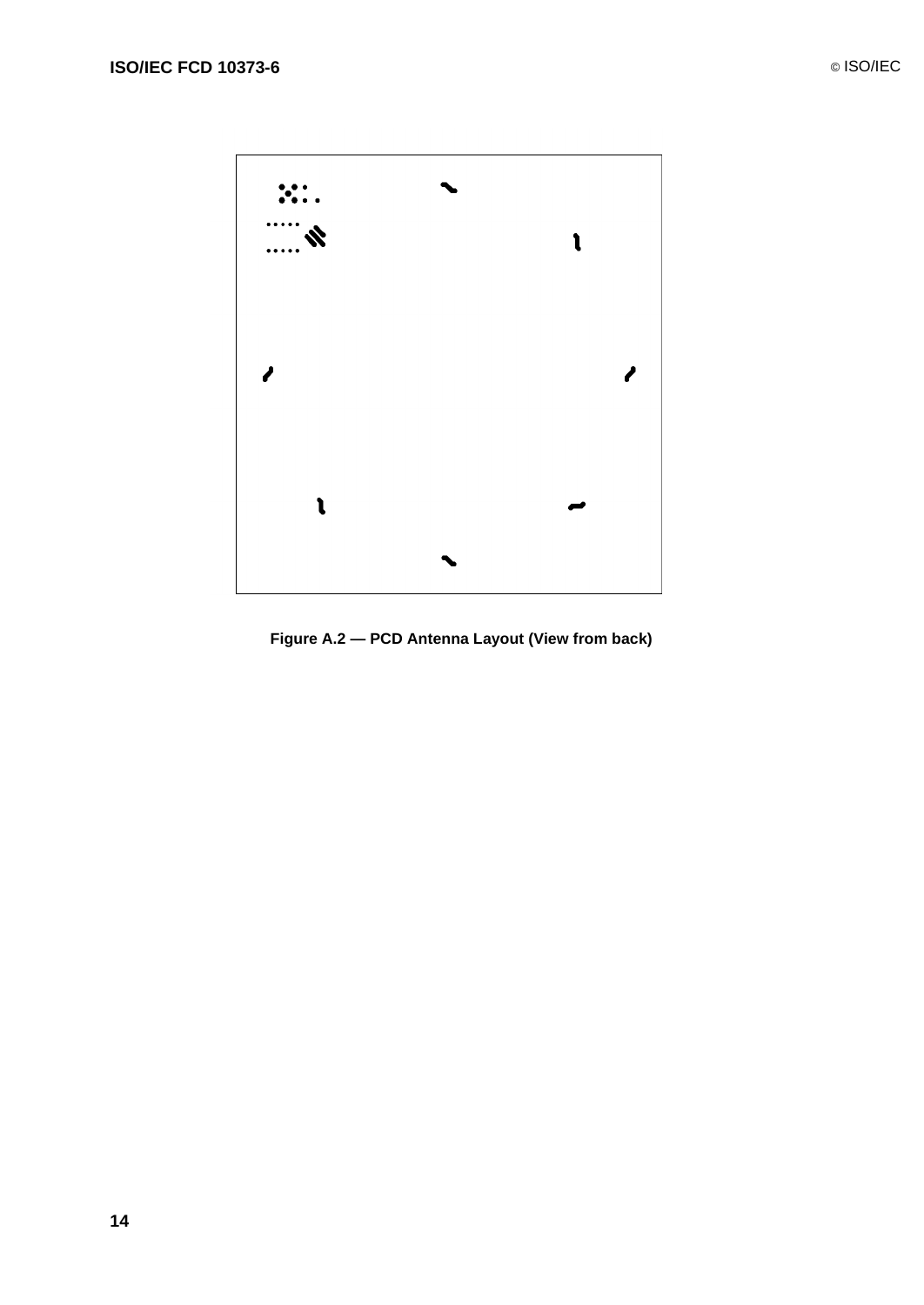Figure A.2 — PCD Antenna Layout (View from back)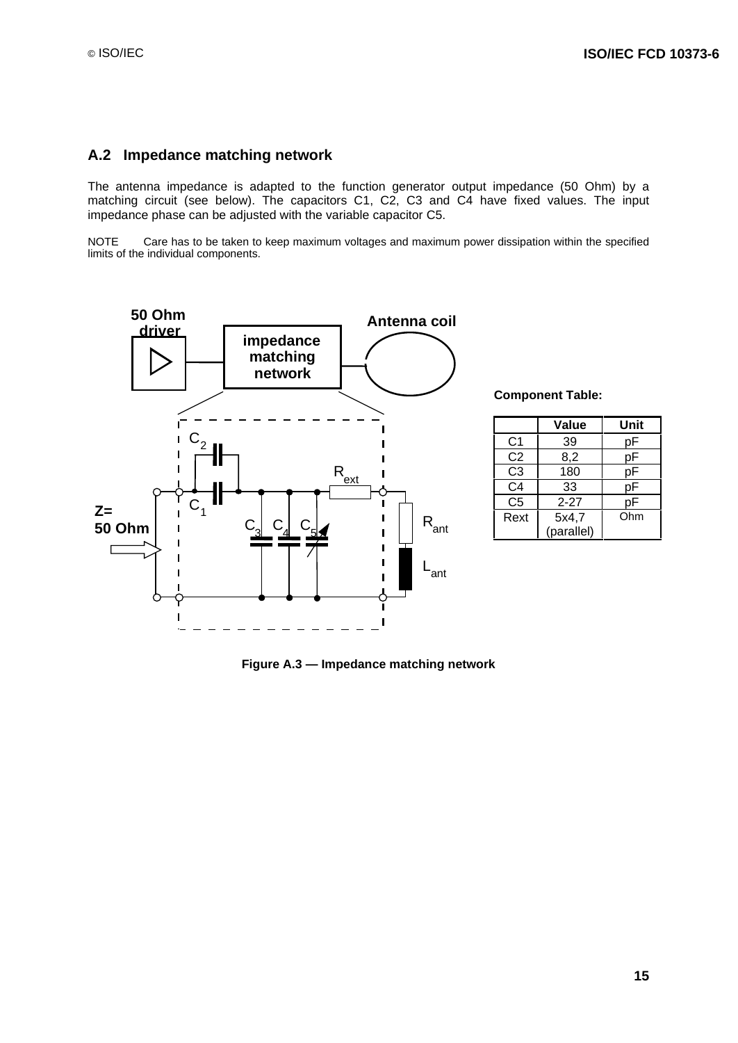## A.2 Impedance matching network

The antenna impedance is adapted to the function generator output impedance (50 Ohm) by a matching circuit (see below). The capacitors C1, C2, C3 and C4 have fixed values. The input impedance phase can be adjusted with the variable capacitor C5.

NOTE Care has to be taken to keep maximum voltages and maximum power dissipation within the specified limits of the individual components.

**Component Table:**

| | Value | Unit |
|---|---|---|
| C1 | 39 | pF |
| C2 | 8,2 | pF |
| C3 | 180 | pF |
| C4 | 33 | pF |
| C5 | 2-27 | pF |
| Rext | 5x4,7 (parallel) | Ohm |

**Figure A.3 — Impedance matching network**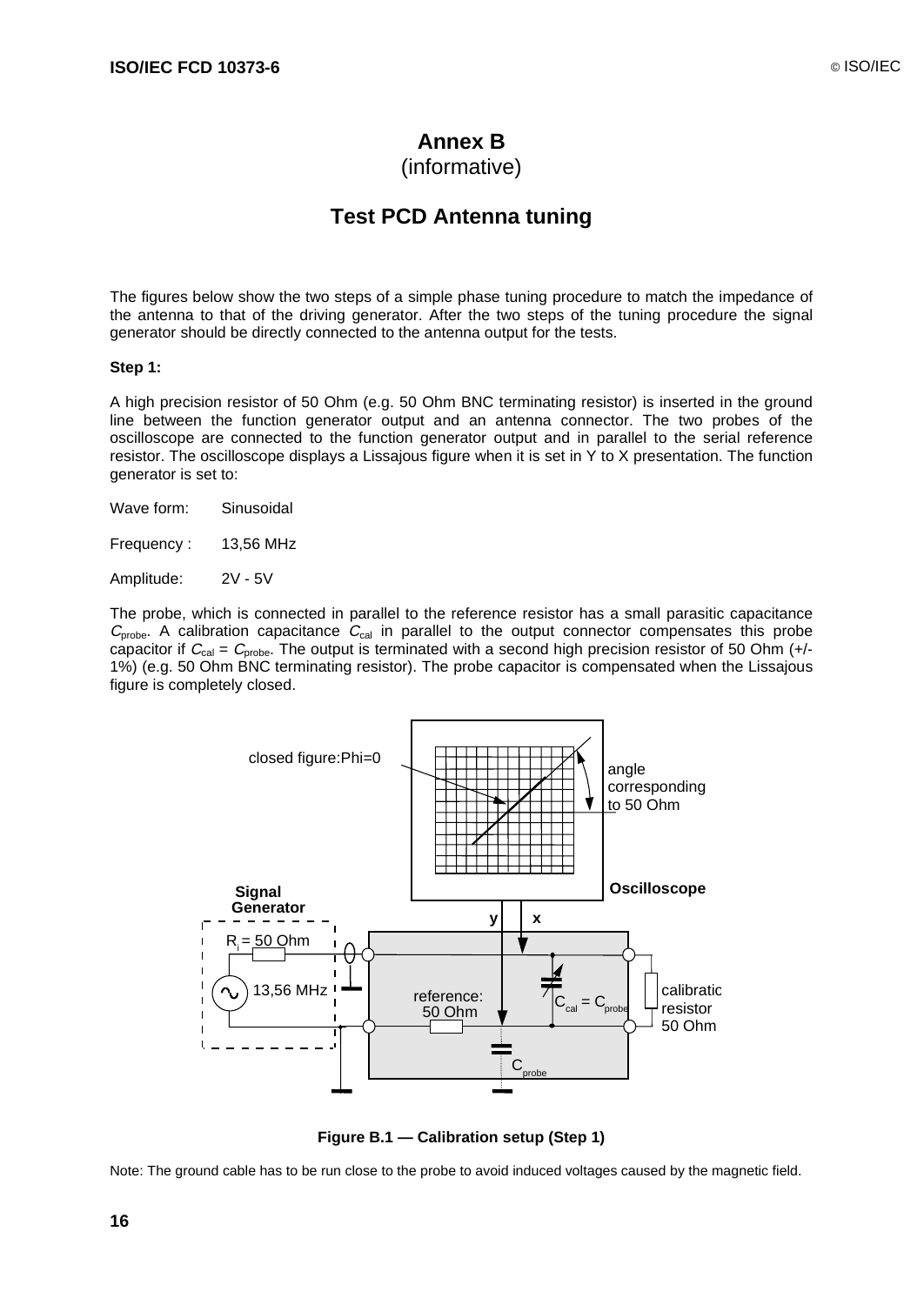# Annex B
(informative)

## Test PCD Antenna tuning

The figures below show the two steps of a simple phase tuning procedure to match the impedance of the antenna to that of the driving generator. After the two steps of the tuning procedure the signal generator should be directly connected to the antenna output for the tests.

**Step 1:**

A high precision resistor of 50 Ohm (e.g. 50 Ohm BNC terminating resistor) is inserted in the ground line between the function generator output and an antenna connector. The two probes of the oscilloscope are connected to the function generator output and in parallel to the serial reference resistor. The oscilloscope displays a Lissajous figure when it is set in Y to X presentation. The function generator is set to:

Wave form: Sinusoidal

Frequency : 13,56 MHz

Amplitude: 2V - 5V

The probe, which is connected in parallel to the reference resistor has a small parasitic capacitance $C_{probe}$. A calibration capacitance $C_{cal}$ in parallel to the output connector compensates this probe capacitor if $C_{cal} = C_{probe}$. The output is terminated with a second high precision resistor of 50 Ohm (+/- 1%) (e.g. 50 Ohm BNC terminating resistor). The probe capacitor is compensated when the Lissajous figure is completely closed.

**Figure B.1 — Calibration setup (Step 1)**

Note: The ground cable has to be run close to the probe to avoid induced voltages caused by the magnetic field.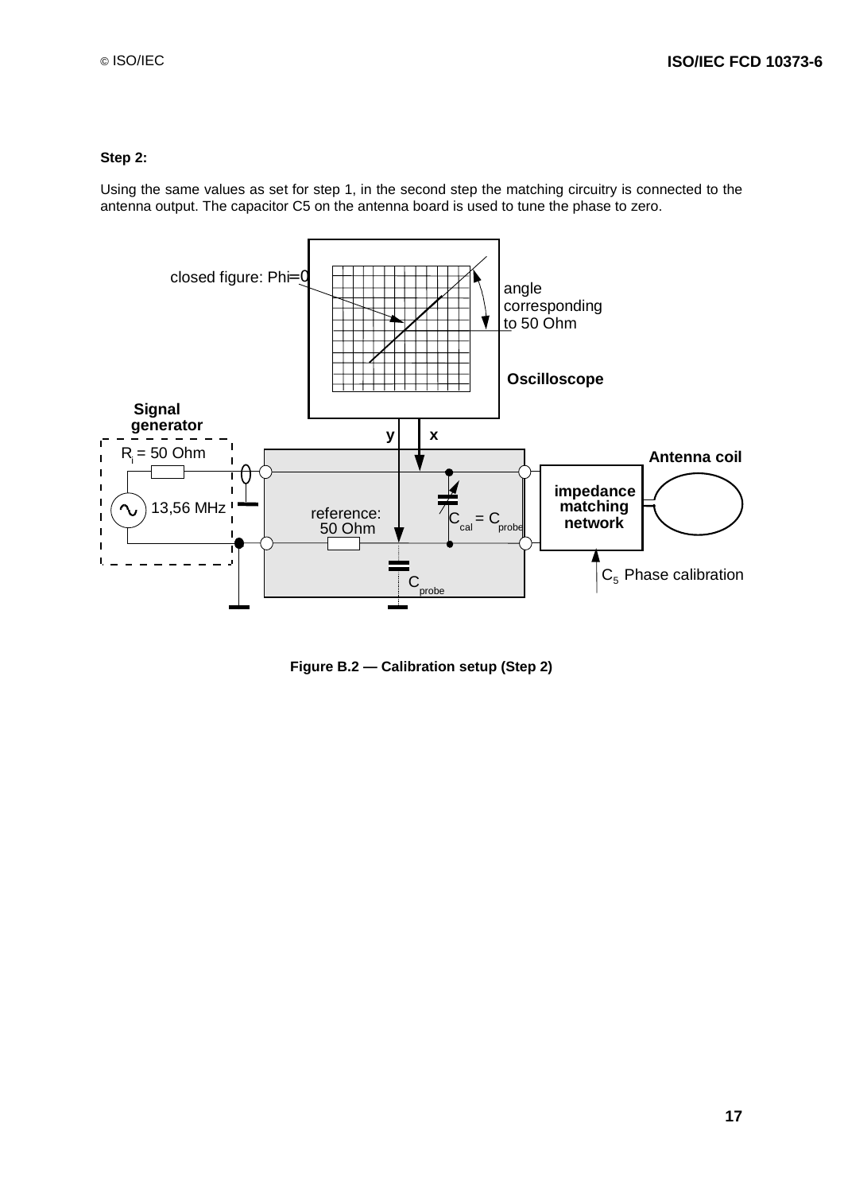**Step 2:**

Using the same values as set for step 1, in the second step the matching circuitry is connected to the antenna output. The capacitor C5 on the antenna board is used to tune the phase to zero.

closed figure: Phi=0

angle corresponding to 50 Ohm

Oscilloscope

Signal generator

y x

$R_i$ = 50 Ohm

Antenna coil

13,56 MHz

reference: 50 Ohm

$C_{cal} = C_{probe}$

impedance matching network

$C_{probe}$

$C_5$ Phase calibration

**Figure B.2 — Calibration setup (Step 2)**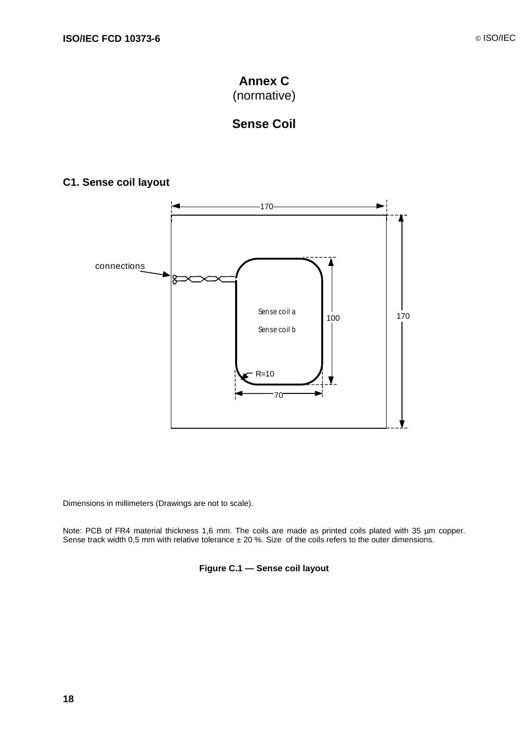# Annex C
(normative)

# Sense Coil

## C1. Sense coil layout

connections

Sense coil a

Sense coil b

170

170

100

70

R=10

Dimensions in millimeters (Drawings are not to scale).

Note: PCB of FR4 material thickness 1,6 mm. The coils are made as printed coils plated with 35 µm copper. Sense track width 0,5 mm with relative tolerance ± 20 %. Size of the coils refers to the outer dimensions.

**Figure C.1 — Sense coil layout**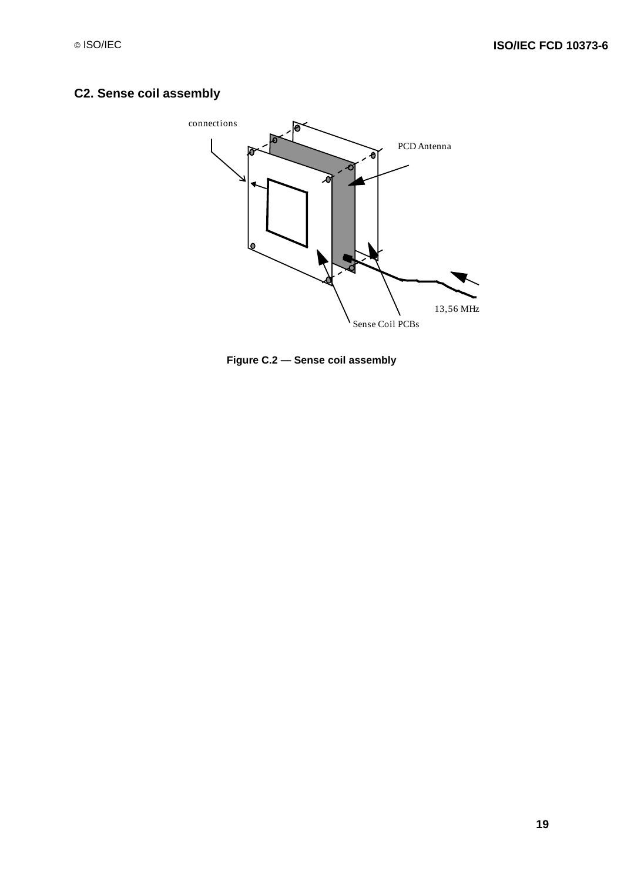## C2. Sense coil assembly

connections

PCD Antenna

13,56 MHz

Sense Coil PCBs

**Figure C.2 — Sense coil assembly**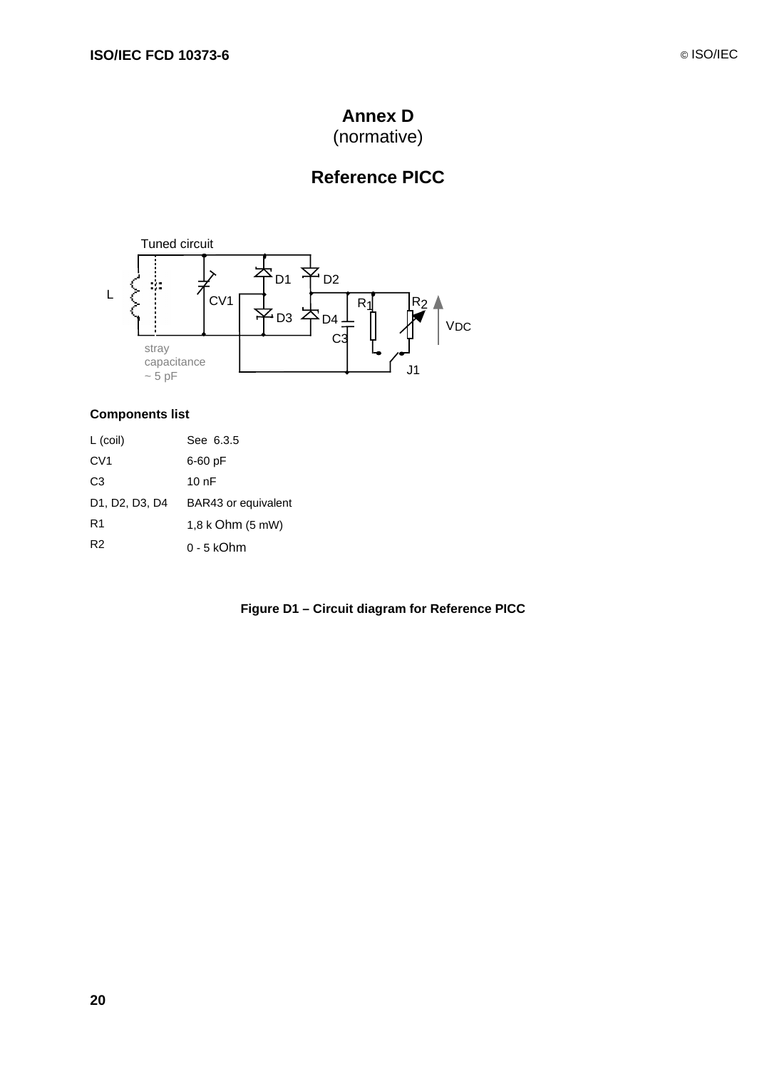# Annex D
(normative)

## Reference PICC

### Components list

| | |
|---|---|
| L (coil) | See 6.3.5 |
| CV1 | 6-60 pF |
| C3 | 10 nF |
| D1, D2, D3, D4 | BAR43 or equivalent |
| R1 | 1,8 k Ohm (5 mW) |
| R2 | 0 - 5 kOhm |

**Figure D1 – Circuit diagram for Reference PICC**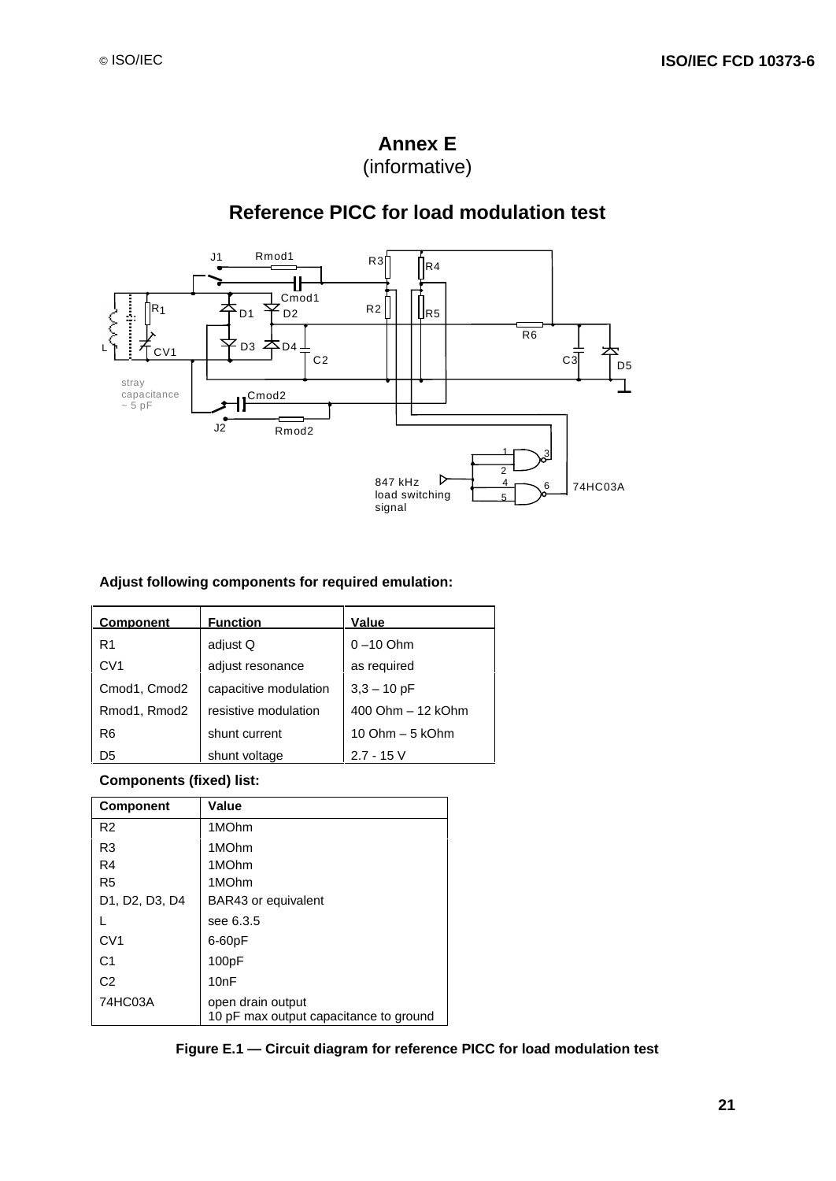# Annex E
(informative)

## Reference PICC for load modulation test

**Adjust following components for required emulation:**

| Component | Function | Value |
|---|---|---|
| R1 | adjust Q | 0 –10 Ohm |
| CV1 | adjust resonance | as required |
| Cmod1, Cmod2 | capacitive modulation | 3,3 – 10 pF |
| Rmod1, Rmod2 | resistive modulation | 400 Ohm – 12 kOhm |
| R6 | shunt current | 10 Ohm – 5 kOhm |
| D5 | shunt voltage | 2.7 - 15 V |

**Components (fixed) list:**

| Component | Value |
|---|---|
| R2 | 1MOhm |
| R3 | 1MOhm |
| R4 | 1MOhm |
| R5 | 1MOhm |
| D1, D2, D3, D4 | BAR43 or equivalent |
| L | see 6.3.5 |
| CV1 | 6-60pF |
| C1 | 100pF |
| C2 | 10nF |
| 74HC03A | open drain output<br>10 pF max output capacitance to ground |

**Figure E.1 — Circuit diagram for reference PICC for load modulation test**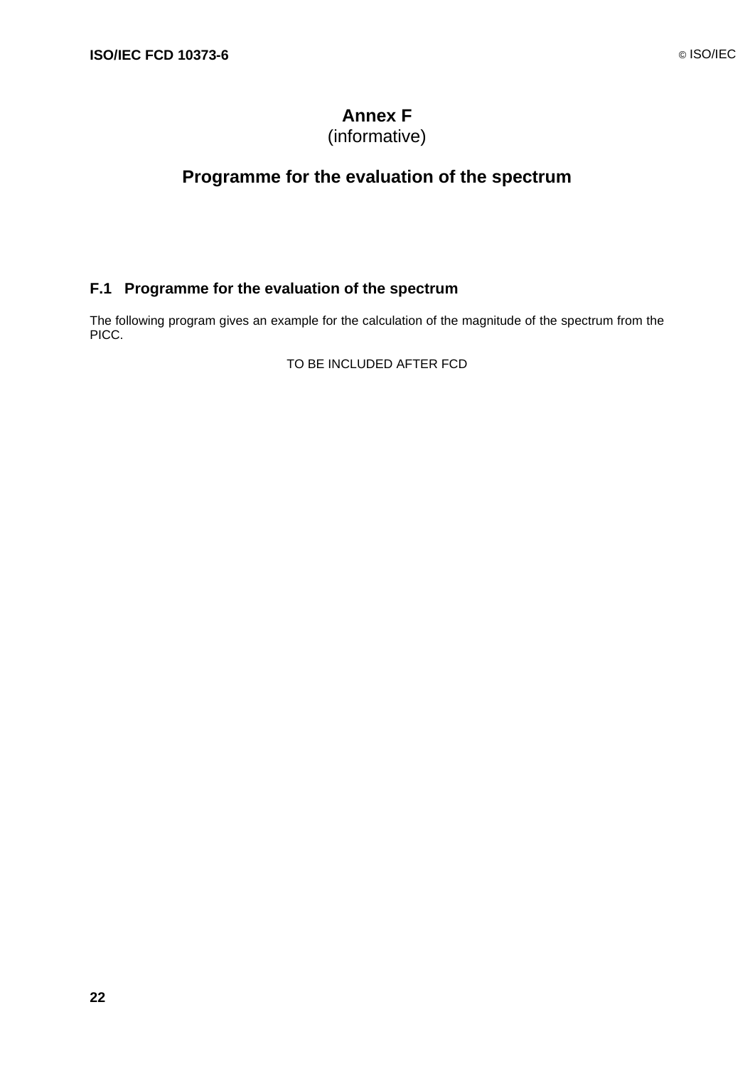# Annex F
(informative)

# Programme for the evaluation of the spectrum

## F.1 Programme for the evaluation of the spectrum

The following program gives an example for the calculation of the magnitude of the spectrum from the PICC.

TO BE INCLUDED AFTER FCD